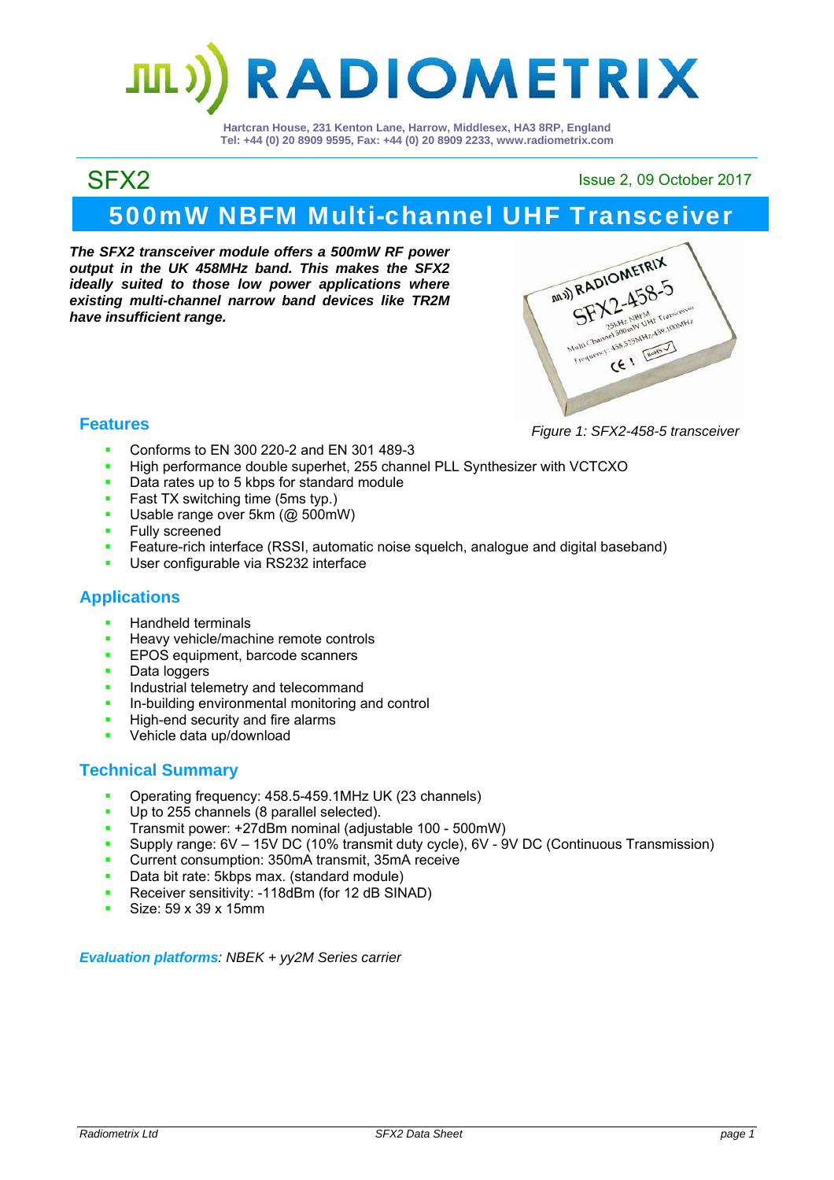# RADIOMETRIX

Hartcran House, 231 Kenton Lane, Harrow, Middlesex, HA3 8RP, England
Tel: +44 (0) 20 8909 9595, Fax: +44 (0) 20 8909 2233, www.radiometrix.com

SFX2

Issue 2, 09 October 2017

# 500mW NBFM Multi-channel UHF Transceiver

***The SFX2 transceiver module offers a 500mW RF power output in the UK 458MHz band. This makes the SFX2 ideally suited to those low power applications where existing multi-channel narrow band devices like TR2M have insufficient range.***

*Figure 1: SFX2-458-5 transceiver*

## Features

- Conforms to EN 300 220-2 and EN 301 489-3
- High performance double superhet, 255 channel PLL Synthesizer with VCTCXO
- Data rates up to 5 kbps for standard module
- Fast TX switching time (5ms typ.)
- Usable range over 5km (@ 500mW)
- Fully screened
- Feature-rich interface (RSSI, automatic noise squelch, analogue and digital baseband)
- User configurable via RS232 interface

## Applications

- Handheld terminals
- Heavy vehicle/machine remote controls
- EPOS equipment, barcode scanners
- Data loggers
- Industrial telemetry and telecommand
- In-building environmental monitoring and control
- High-end security and fire alarms
- Vehicle data up/download

## Technical Summary

- Operating frequency: 458.5-459.1MHz UK (23 channels)
- Up to 255 channels (8 parallel selected).
- Transmit power: +27dBm nominal (adjustable 100 - 500mW)
- Supply range: 6V – 15V DC (10% transmit duty cycle), 6V - 9V DC (Continuous Transmission)
- Current consumption: 350mA transmit, 35mA receive
- Data bit rate: 5kbps max. (standard module)
- Receiver sensitivity: -118dBm (for 12 dB SINAD)
- Size: 59 x 39 x 15mm

***Evaluation platforms**: NBEK + yy2M Series carrier*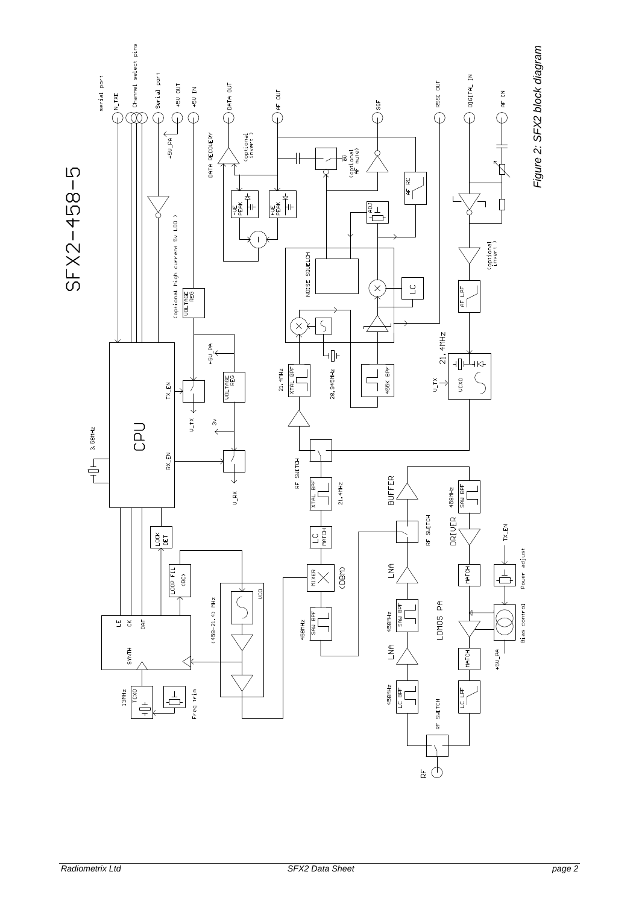SFX2-458-5

Figure 2: SFX2 block diagram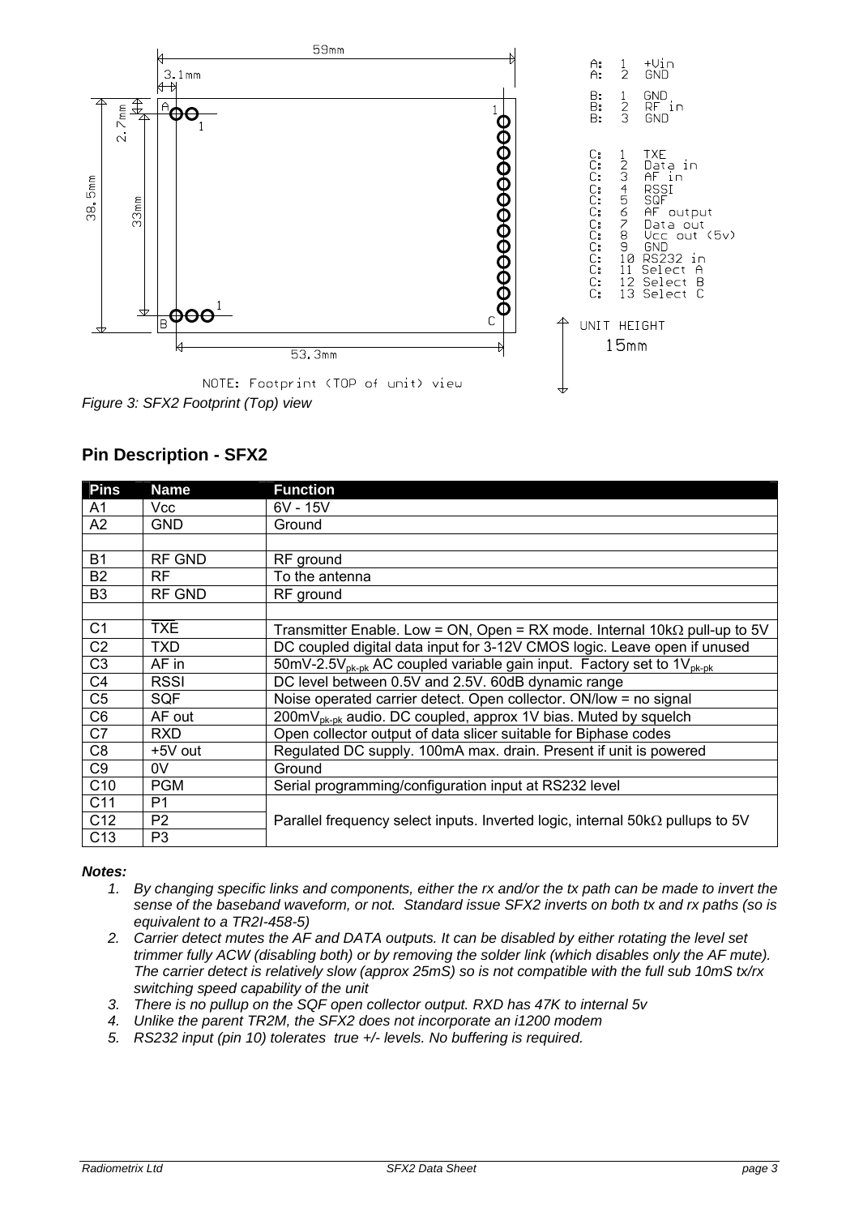59mm

3.1mm

2.7mm

38.5mm

33mm

53.3mm

A: 1 +Vin
A: 2 GND

B: 1 GND
B: 2 RF in
B: 3 GND

C: 1 TXE
C: 2 Data in
C: 3 AF in
C: 4 RSSI
C: 5 SQF
C: 6 AF output
C: 7 Data out
C: 8 Vcc out (5v)
C: 9 GND
C: 10 RS232 in
C: 11 Select A
C: 12 Select B
C: 13 Select C

UNIT HEIGHT
15mm

NOTE: Footprint (TOP of unit) view

*Figure 3: SFX2 Footprint (Top) view*

## Pin Description - SFX2

| Pins | Name | Function |
|---|---|---|
| A1 | Vcc | 6V - 15V |
| A2 | GND | Ground |
| | | |
| B1 | RF GND | RF ground |
| B2 | RF | To the antenna |
| B3 | RF GND | RF ground |
| | | |
| C1 | $\overline{\text{TXE}}$ | Transmitter Enable. Low = ON, Open = RX mode. Internal 10kΩ pull-up to 5V |
| C2 | TXD | DC coupled digital data input for 3-12V CMOS logic. Leave open if unused |
| C3 | AF in | 50mV-2.5V$_{pk-pk}$ AC coupled variable gain input. Factory set to 1V$_{pk-pk}$ |
| C4 | RSSI | DC level between 0.5V and 2.5V. 60dB dynamic range |
| C5 | SQF | Noise operated carrier detect. Open collector. ON/low = no signal |
| C6 | AF out | 200mV$_{pk-pk}$ audio. DC coupled, approx 1V bias. Muted by squelch |
| C7 | RXD | Open collector output of data slicer suitable for Biphase codes |
| C8 | +5V out | Regulated DC supply. 100mA max. drain. Present if unit is powered |
| C9 | 0V | Ground |
| C10 | PGM | Serial programming/configuration input at RS232 level |
| C11 | P1 | Parallel frequency select inputs. Inverted logic, internal 50kΩ pullups to 5V |
| C12 | P2 | |
| C13 | P3 | |

***Notes:***

1. *By changing specific links and components, either the rx and/or the tx path can be made to invert the sense of the baseband waveform, or not. Standard issue SFX2 inverts on both tx and rx paths (so is equivalent to a TR2I-458-5)*
2. *Carrier detect mutes the AF and DATA outputs. It can be disabled by either rotating the level set trimmer fully ACW (disabling both) or by removing the solder link (which disables only the AF mute). The carrier detect is relatively slow (approx 25mS) so is not compatible with the full sub 10mS tx/rx switching speed capability of the unit*
3. *There is no pullup on the SQF open collector output. RXD has 47K to internal 5v*
4. *Unlike the parent TR2M, the SFX2 does not incorporate an i1200 modem*
5. *RS232 input (pin 10) tolerates true +/- levels. No buffering is required.*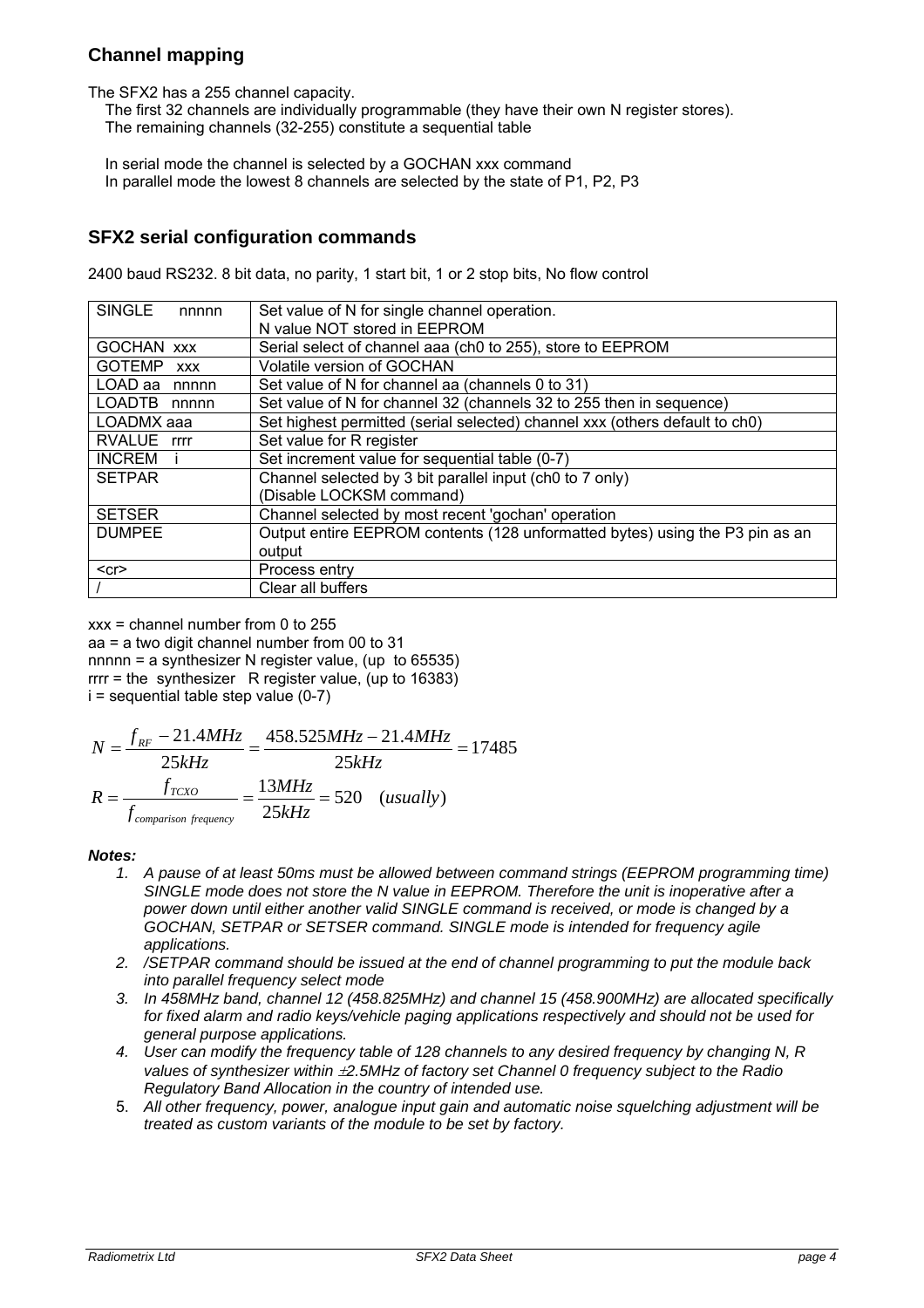## Channel mapping

The SFX2 has a 255 channel capacity.

The first 32 channels are individually programmable (they have their own N register stores).
The remaining channels (32-255) constitute a sequential table

In serial mode the channel is selected by a GOCHAN xxx command
In parallel mode the lowest 8 channels are selected by the state of P1, P2, P3

## SFX2 serial configuration commands

2400 baud RS232. 8 bit data, no parity, 1 start bit, 1 or 2 stop bits, No flow control

| Command | Description |
|---|---|
| SINGLE nnnnn | Set value of N for single channel operation.<br>N value NOT stored in EEPROM |
| GOCHAN xxx | Serial select of channel aaa (ch0 to 255), store to EEPROM |
| GOTEMP xxx | Volatile version of GOCHAN |
| LOAD aa nnnnn | Set value of N for channel aa (channels 0 to 31) |
| LOADTB nnnnn | Set value of N for channel 32 (channels 32 to 255 then in sequence) |
| LOADMX aaa | Set highest permitted (serial selected) channel xxx (others default to ch0) |
| RVALUE rrrr | Set value for R register |
| INCREM i | Set increment value for sequential table (0-7) |
| SETPAR | Channel selected by 3 bit parallel input (ch0 to 7 only)<br>(Disable LOCKSM command) |
| SETSER | Channel selected by most recent 'gochan' operation |
| DUMPEE | Output entire EEPROM contents (128 unformatted bytes) using the P3 pin as an output |
| <cr> | Process entry |
| / | Clear all buffers |

xxx = channel number from 0 to 255
aa = a two digit channel number from 00 to 31
nnnnn = a synthesizer N register value, (up to 65535)
rrrr = the synthesizer R register value, (up to 16383)
i = sequential table step value (0-7)

$$N = \frac{f_{RF} - 21.4MHz}{25kHz} = \frac{458.525MHz - 21.4MHz}{25kHz} = 17485$$

$$R = \frac{f_{TCXO}}{f_{comparison\ frequency}} = \frac{13MHz}{25kHz} = 520 \quad (usually)$$

***Notes:***

1. *A pause of at least 50ms must be allowed between command strings (EEPROM programming time) SINGLE mode does not store the N value in EEPROM. Therefore the unit is inoperative after a power down until either another valid SINGLE command is received, or mode is changed by a GOCHAN, SETPAR or SETSER command. SINGLE mode is intended for frequency agile applications.*
2. */SETPAR command should be issued at the end of channel programming to put the module back into parallel frequency select mode*
3. *In 458MHz band, channel 12 (458.825MHz) and channel 15 (458.900MHz) are allocated specifically for fixed alarm and radio keys/vehicle paging applications respectively and should not be used for general purpose applications.*
4. *User can modify the frequency table of 128 channels to any desired frequency by changing N, R values of synthesizer within ±2.5MHz of factory set Channel 0 frequency subject to the Radio Regulatory Band Allocation in the country of intended use.*
5. *All other frequency, power, analogue input gain and automatic noise squelching adjustment will be treated as custom variants of the module to be set by factory.*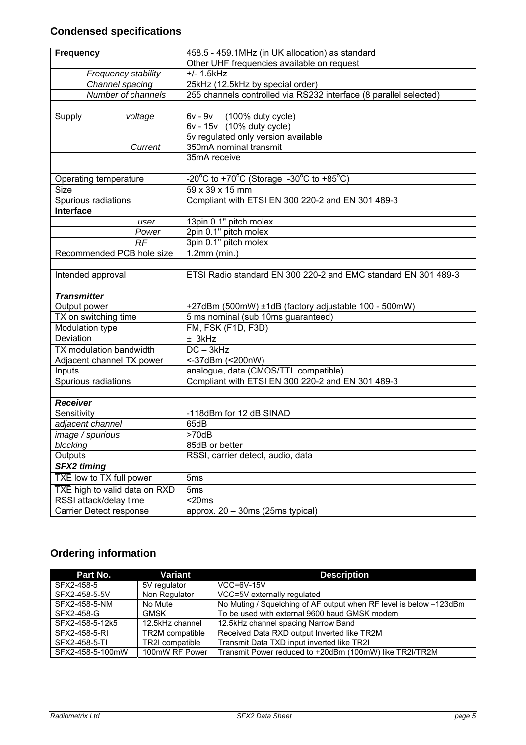## Condensed specifications

| **Frequency** | 458.5 - 459.1MHz (in UK allocation) as standard<br>Other UHF frequencies available on request |
|---|---|
| *Frequency stability* | +/- 1.5kHz |
| *Channel spacing* | 25kHz (12.5kHz by special order) |
| *Number of channels* | 255 channels controlled via RS232 interface (8 parallel selected) |
| | |
| Supply *voltage* | 6v - 9v (100% duty cycle)<br>6v - 15v (10% duty cycle)<br>5v regulated only version available |
| *Current* | 350mA nominal transmit |
| | 35mA receive |
| | |
| Operating temperature | -20°C to +70°C (Storage -30°C to +85°C) |
| Size | 59 x 39 x 15 mm |
| Spurious radiations | Compliant with ETSI EN 300 220-2 and EN 301 489-3 |
| **Interface** | |
| *user* | 13pin 0.1" pitch molex |
| *Power* | 2pin 0.1" pitch molex |
| *RF* | 3pin 0.1" pitch molex |
| Recommended PCB hole size | 1.2mm (min.) |
| | |
| Intended approval | ETSI Radio standard EN 300 220-2 and EMC standard EN 301 489-3 |
| | |
| ***Transmitter*** | |
| Output power | +27dBm (500mW) ±1dB (factory adjustable 100 - 500mW) |
| TX on switching time | 5 ms nominal (sub 10ms guaranteed) |
| Modulation type | FM, FSK (F1D, F3D) |
| Deviation | ± 3kHz |
| TX modulation bandwidth | DC – 3kHz |
| Adjacent channel TX power | <-37dBm (<200nW) |
| Inputs | analogue, data (CMOS/TTL compatible) |
| Spurious radiations | Compliant with ETSI EN 300 220-2 and EN 301 489-3 |
| | |
| ***Receiver*** | |
| Sensitivity | -118dBm for 12 dB SINAD |
| *adjacent channel* | 65dB |
| *image / spurious* | >70dB |
| *blocking* | 85dB or better |
| Outputs | RSSI, carrier detect, audio, data |
| ***SFX2 timing*** | |
| $\overline{\text{TXE}}$ low to TX full power | 5ms |
| $\overline{\text{TXE}}$ high to valid data on RXD | 5ms |
| RSSI attack/delay time | <20ms |
| Carrier Detect response | approx. 20 – 30ms (25ms typical) |

## Ordering information

| Part No. | Variant | Description |
|---|---|---|
| SFX2-458-5 | 5V regulator | VCC=6V-15V |
| SFX2-458-5-5V | Non Regulator | VCC=5V externally regulated |
| SFX2-458-5-NM | No Mute | No Muting / Squelching of AF output when RF level is below –123dBm |
| SFX2-458-G | GMSK | To be used with external 9600 baud GMSK modem |
| SFX2-458-5-12k5 | 12.5kHz channel | 12.5kHz channel spacing Narrow Band |
| SFX2-458-5-RI | TR2M compatible | Received Data RXD output Inverted like TR2M |
| SFX2-458-5-TI | TR2I compatible | Transmit Data TXD input inverted like TR2I |
| SFX2-458-5-100mW | 100mW RF Power | Transmit Power reduced to +20dBm (100mW) like TR2I/TR2M |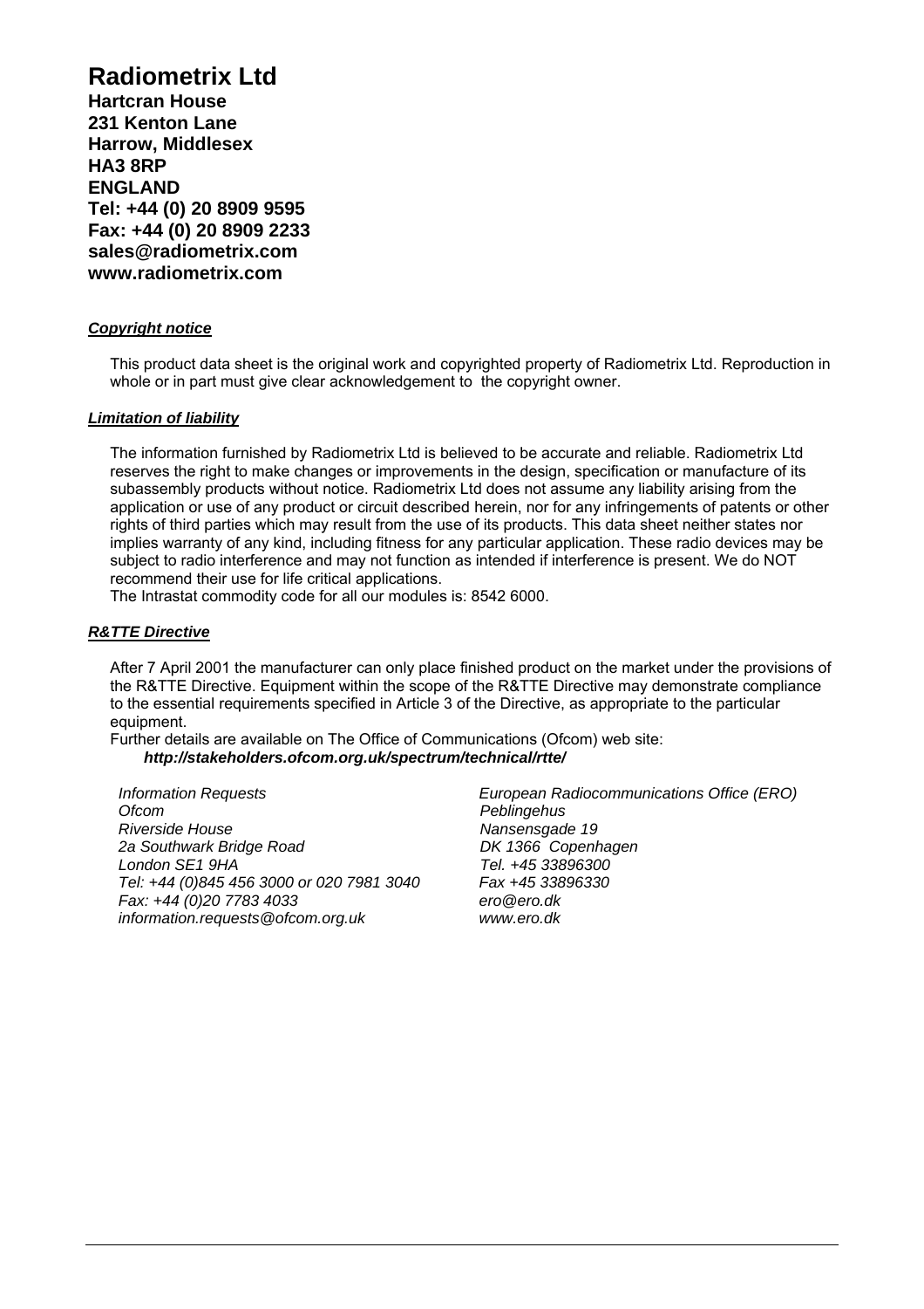# Radiometrix Ltd

**Hartcran House**
**231 Kenton Lane**
**Harrow, Middlesex**
**HA3 8RP**
**ENGLAND**
**Tel: +44 (0) 20 8909 9595**
**Fax: +44 (0) 20 8909 2233**
**sales@radiometrix.com**
**www.radiometrix.com**

### ***Copyright notice***

This product data sheet is the original work and copyrighted property of Radiometrix Ltd. Reproduction in whole or in part must give clear acknowledgement to the copyright owner.

### ***Limitation of liability***

The information furnished by Radiometrix Ltd is believed to be accurate and reliable. Radiometrix Ltd reserves the right to make changes or improvements in the design, specification or manufacture of its subassembly products without notice. Radiometrix Ltd does not assume any liability arising from the application or use of any product or circuit described herein, nor for any infringements of patents or other rights of third parties which may result from the use of its products. This data sheet neither states nor implies warranty of any kind, including fitness for any particular application. These radio devices may be subject to radio interference and may not function as intended if interference is present. We do NOT recommend their use for life critical applications.
The Intrastat commodity code for all our modules is: 8542 6000.

### ***R&TTE Directive***

After 7 April 2001 the manufacturer can only place finished product on the market under the provisions of the R&TTE Directive. Equipment within the scope of the R&TTE Directive may demonstrate compliance to the essential requirements specified in Article 3 of the Directive, as appropriate to the particular equipment.
Further details are available on The Office of Communications (Ofcom) web site:
***http://stakeholders.ofcom.org.uk/spectrum/technical/rtte/***

*Information Requests*
*Ofcom*
*Riverside House*
*2a Southwark Bridge Road*
*London SE1 9HA*
*Tel: +44 (0)845 456 3000 or 020 7981 3040*
*Fax: +44 (0)20 7783 4033*
*information.requests@ofcom.org.uk*

*European Radiocommunications Office (ERO)*
*Peblingehus*
*Nansensgade 19*
*DK 1366 Copenhagen*
*Tel. +45 33896300*
*Fax +45 33896330*
*ero@ero.dk*
*www.ero.dk*